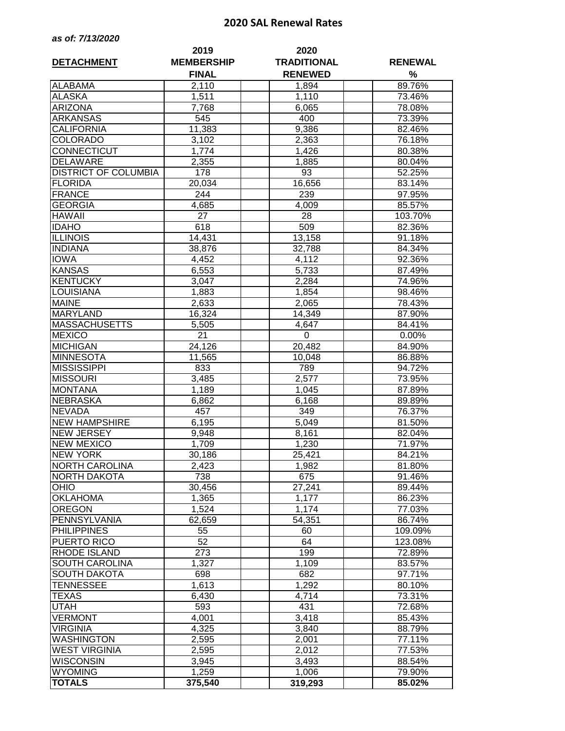## 2020 SAL Renewal Rates

***as of: 7/13/2020***

| DETACHMENT | 2019 MEMBERSHIP FINAL | 2020 TRADITIONAL RENEWED | RENEWAL % |
|---|---|---|---|
| ALABAMA | 2,110 | 1,894 | 89.76% |
| ALASKA | 1,511 | 1,110 | 73.46% |
| ARIZONA | 7,768 | 6,065 | 78.08% |
| ARKANSAS | 545 | 400 | 73.39% |
| CALIFORNIA | 11,383 | 9,386 | 82.46% |
| COLORADO | 3,102 | 2,363 | 76.18% |
| CONNECTICUT | 1,774 | 1,426 | 80.38% |
| DELAWARE | 2,355 | 1,885 | 80.04% |
| DISTRICT OF COLUMBIA | 178 | 93 | 52.25% |
| FLORIDA | 20,034 | 16,656 | 83.14% |
| FRANCE | 244 | 239 | 97.95% |
| GEORGIA | 4,685 | 4,009 | 85.57% |
| HAWAII | 27 | 28 | 103.70% |
| IDAHO | 618 | 509 | 82.36% |
| ILLINOIS | 14,431 | 13,158 | 91.18% |
| INDIANA | 38,876 | 32,788 | 84.34% |
| IOWA | 4,452 | 4,112 | 92.36% |
| KANSAS | 6,553 | 5,733 | 87.49% |
| KENTUCKY | 3,047 | 2,284 | 74.96% |
| LOUISIANA | 1,883 | 1,854 | 98.46% |
| MAINE | 2,633 | 2,065 | 78.43% |
| MARYLAND | 16,324 | 14,349 | 87.90% |
| MASSACHUSETTS | 5,505 | 4,647 | 84.41% |
| MEXICO | 21 | 0 | 0.00% |
| MICHIGAN | 24,126 | 20,482 | 84.90% |
| MINNESOTA | 11,565 | 10,048 | 86.88% |
| MISSISSIPPI | 833 | 789 | 94.72% |
| MISSOURI | 3,485 | 2,577 | 73.95% |
| MONTANA | 1,189 | 1,045 | 87.89% |
| NEBRASKA | 6,862 | 6,168 | 89.89% |
| NEVADA | 457 | 349 | 76.37% |
| NEW HAMPSHIRE | 6,195 | 5,049 | 81.50% |
| NEW JERSEY | 9,948 | 8,161 | 82.04% |
| NEW MEXICO | 1,709 | 1,230 | 71.97% |
| NEW YORK | 30,186 | 25,421 | 84.21% |
| NORTH CAROLINA | 2,423 | 1,982 | 81.80% |
| NORTH DAKOTA | 738 | 675 | 91.46% |
| OHIO | 30,456 | 27,241 | 89.44% |
| OKLAHOMA | 1,365 | 1,177 | 86.23% |
| OREGON | 1,524 | 1,174 | 77.03% |
| PENNSYLVANIA | 62,659 | 54,351 | 86.74% |
| PHILIPPINES | 55 | 60 | 109.09% |
| PUERTO RICO | 52 | 64 | 123.08% |
| RHODE ISLAND | 273 | 199 | 72.89% |
| SOUTH CAROLINA | 1,327 | 1,109 | 83.57% |
| SOUTH DAKOTA | 698 | 682 | 97.71% |
| TENNESSEE | 1,613 | 1,292 | 80.10% |
| TEXAS | 6,430 | 4,714 | 73.31% |
| UTAH | 593 | 431 | 72.68% |
| VERMONT | 4,001 | 3,418 | 85.43% |
| VIRGINIA | 4,325 | 3,840 | 88.79% |
| WASHINGTON | 2,595 | 2,001 | 77.11% |
| WEST VIRGINIA | 2,595 | 2,012 | 77.53% |
| WISCONSIN | 3,945 | 3,493 | 88.54% |
| WYOMING | 1,259 | 1,006 | 79.90% |
| **TOTALS** | **375,540** | **319,293** | **85.02%** |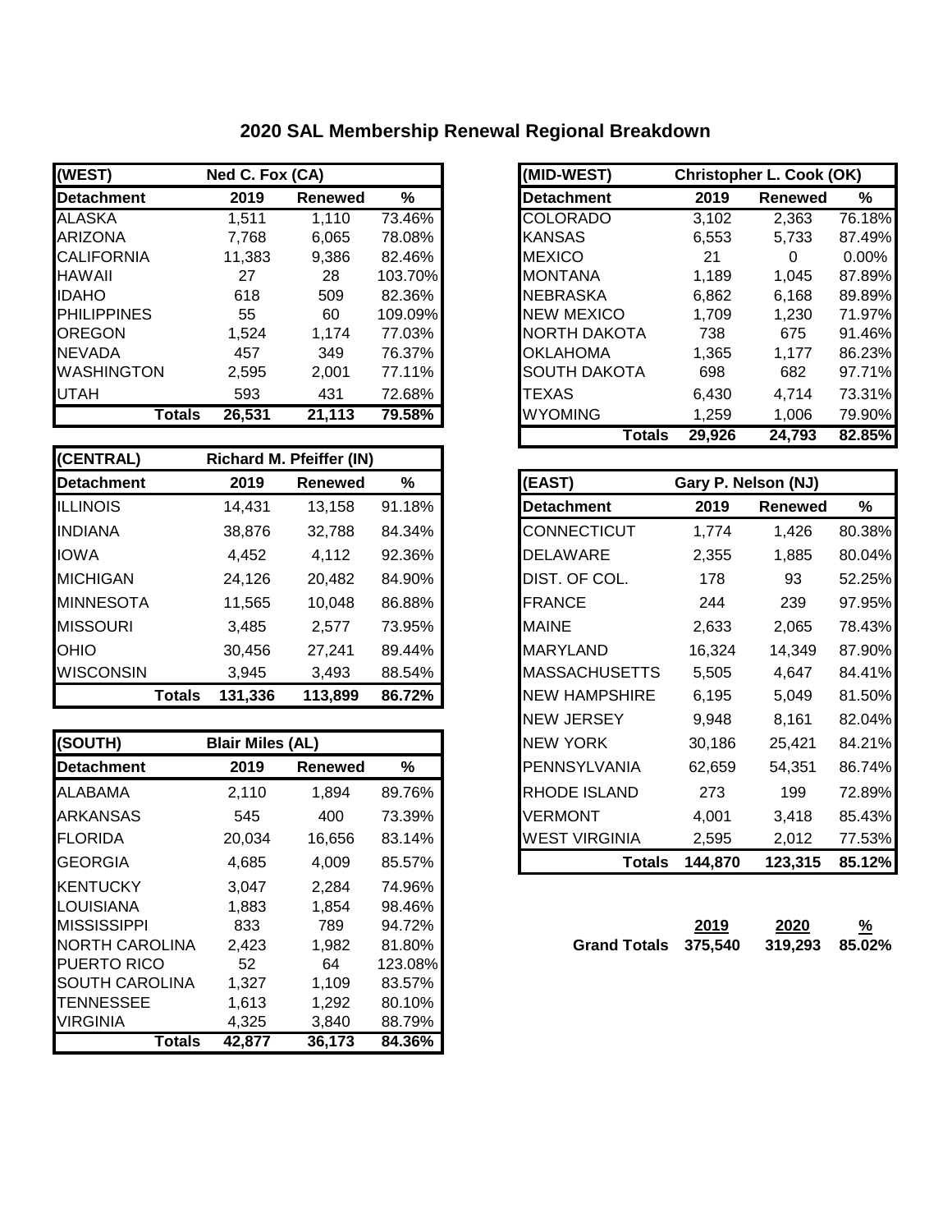# 2020 SAL Membership Renewal Regional Breakdown

| (WEST) | Ned C. Fox (CA) | | |
|---|---|---|---|
| **Detachment** | **2019** | **Renewed** | **%** |
| ALASKA | 1,511 | 1,110 | 73.46% |
| ARIZONA | 7,768 | 6,065 | 78.08% |
| CALIFORNIA | 11,383 | 9,386 | 82.46% |
| HAWAII | 27 | 28 | 103.70% |
| IDAHO | 618 | 509 | 82.36% |
| PHILIPPINES | 55 | 60 | 109.09% |
| OREGON | 1,524 | 1,174 | 77.03% |
| NEVADA | 457 | 349 | 76.37% |
| WASHINGTON | 2,595 | 2,001 | 77.11% |
| UTAH | 593 | 431 | 72.68% |
| **Totals** | **26,531** | **21,113** | **79.58%** |

| (MID-WEST) | Christopher L. Cook (OK) | | |
|---|---|---|---|
| **Detachment** | **2019** | **Renewed** | **%** |
| COLORADO | 3,102 | 2,363 | 76.18% |
| KANSAS | 6,553 | 5,733 | 87.49% |
| MEXICO | 21 | 0 | 0.00% |
| MONTANA | 1,189 | 1,045 | 87.89% |
| NEBRASKA | 6,862 | 6,168 | 89.89% |
| NEW MEXICO | 1,709 | 1,230 | 71.97% |
| NORTH DAKOTA | 738 | 675 | 91.46% |
| OKLAHOMA | 1,365 | 1,177 | 86.23% |
| SOUTH DAKOTA | 698 | 682 | 97.71% |
| TEXAS | 6,430 | 4,714 | 73.31% |
| WYOMING | 1,259 | 1,006 | 79.90% |
| **Totals** | **29,926** | **24,793** | **82.85%** |

| (CENTRAL) | Richard M. Pfeiffer (IN) | | |
|---|---|---|---|
| **Detachment** | **2019** | **Renewed** | **%** |
| ILLINOIS | 14,431 | 13,158 | 91.18% |
| INDIANA | 38,876 | 32,788 | 84.34% |
| IOWA | 4,452 | 4,112 | 92.36% |
| MICHIGAN | 24,126 | 20,482 | 84.90% |
| MINNESOTA | 11,565 | 10,048 | 86.88% |
| MISSOURI | 3,485 | 2,577 | 73.95% |
| OHIO | 30,456 | 27,241 | 89.44% |
| WISCONSIN | 3,945 | 3,493 | 88.54% |
| **Totals** | **131,336** | **113,899** | **86.72%** |

| (EAST) | Gary P. Nelson (NJ) | | |
|---|---|---|---|
| **Detachment** | **2019** | **Renewed** | **%** |
| CONNECTICUT | 1,774 | 1,426 | 80.38% |
| DELAWARE | 2,355 | 1,885 | 80.04% |
| DIST. OF COL. | 178 | 93 | 52.25% |
| FRANCE | 244 | 239 | 97.95% |
| MAINE | 2,633 | 2,065 | 78.43% |
| MARYLAND | 16,324 | 14,349 | 87.90% |
| MASSACHUSETTS | 5,505 | 4,647 | 84.41% |
| NEW HAMPSHIRE | 6,195 | 5,049 | 81.50% |
| NEW JERSEY | 9,948 | 8,161 | 82.04% |
| NEW YORK | 30,186 | 25,421 | 84.21% |
| PENNSYLVANIA | 62,659 | 54,351 | 86.74% |
| RHODE ISLAND | 273 | 199 | 72.89% |
| VERMONT | 4,001 | 3,418 | 85.43% |
| WEST VIRGINIA | 2,595 | 2,012 | 77.53% |
| **Totals** | **144,870** | **123,315** | **85.12%** |

| (SOUTH) | Blair Miles (AL) | | |
|---|---|---|---|
| **Detachment** | **2019** | **Renewed** | **%** |
| ALABAMA | 2,110 | 1,894 | 89.76% |
| ARKANSAS | 545 | 400 | 73.39% |
| FLORIDA | 20,034 | 16,656 | 83.14% |
| GEORGIA | 4,685 | 4,009 | 85.57% |
| KENTUCKY | 3,047 | 2,284 | 74.96% |
| LOUISIANA | 1,883 | 1,854 | 98.46% |
| MISSISSIPPI | 833 | 789 | 94.72% |
| NORTH CAROLINA | 2,423 | 1,982 | 81.80% |
| PUERTO RICO | 52 | 64 | 123.08% |
| SOUTH CAROLINA | 1,327 | 1,109 | 83.57% |
| TENNESSEE | 1,613 | 1,292 | 80.10% |
| VIRGINIA | 4,325 | 3,840 | 88.79% |
| **Totals** | **42,877** | **36,173** | **84.36%** |

| | 2019 | 2020 | % |
|---|---|---|---|
| **Grand Totals** | **375,540** | **319,293** | **85.02%** |